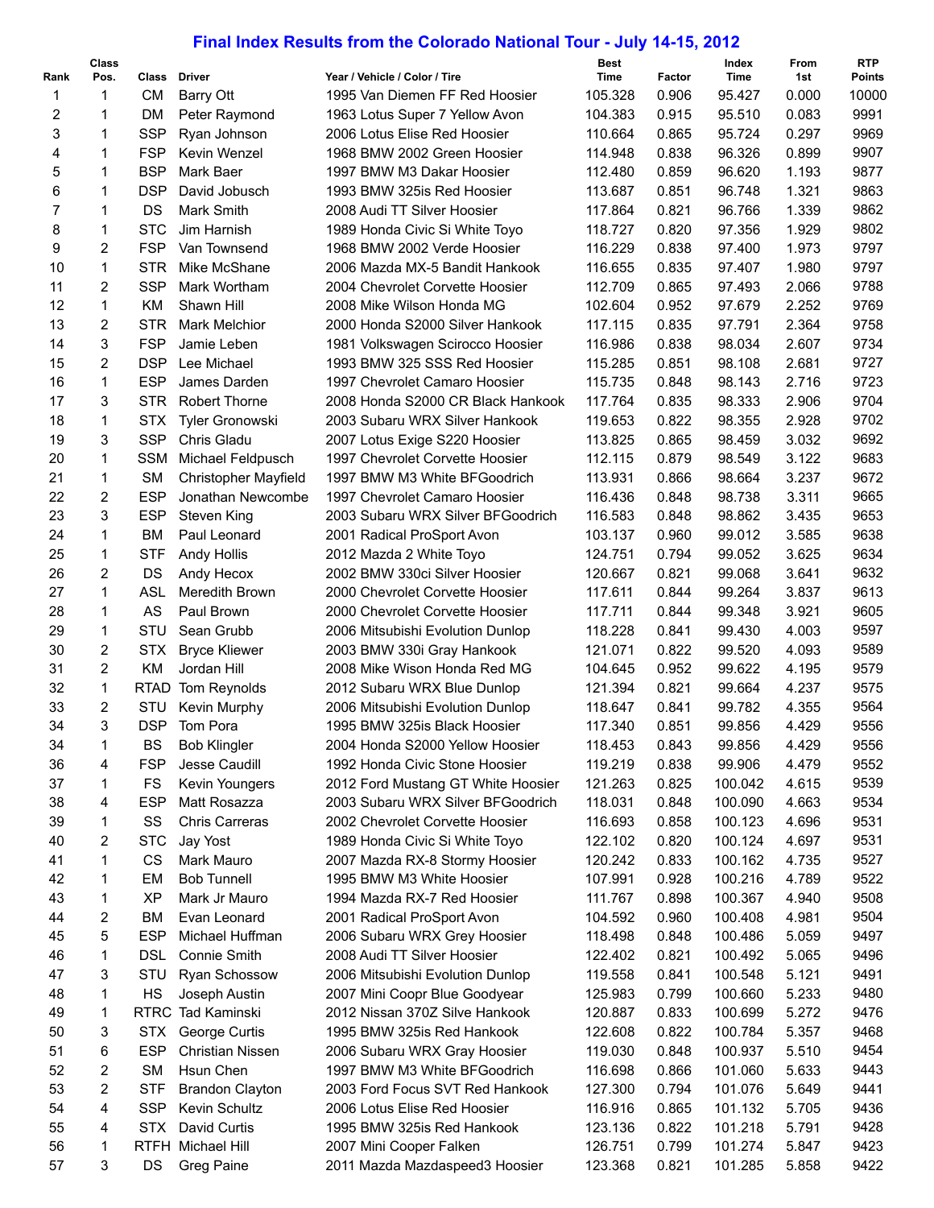# Final Index Results from the Colorado National Tour - July 14-15, 2012

| Rank | Class Pos. | Class | Driver | Year / Vehicle / Color / Tire | Best Time | Factor | Index Time | From 1st | RTP Points |
|---|---|---|---|---|---|---|---|---|---|
| 1 | 1 | CM | Barry Ott | 1995 Van Diemen FF Red Hoosier | 105.328 | 0.906 | 95.427 | 0.000 | 10000 |
| 2 | 1 | DM | Peter Raymond | 1963 Lotus Super 7 Yellow Avon | 104.383 | 0.915 | 95.510 | 0.083 | 9991 |
| 3 | 1 | SSP | Ryan Johnson | 2006 Lotus Elise Red Hoosier | 110.664 | 0.865 | 95.724 | 0.297 | 9969 |
| 4 | 1 | FSP | Kevin Wenzel | 1968 BMW 2002 Green Hoosier | 114.948 | 0.838 | 96.326 | 0.899 | 9907 |
| 5 | 1 | BSP | Mark Baer | 1997 BMW M3 Dakar Hoosier | 112.480 | 0.859 | 96.620 | 1.193 | 9877 |
| 6 | 1 | DSP | David Jobusch | 1993 BMW 325is Red Hoosier | 113.687 | 0.851 | 96.748 | 1.321 | 9863 |
| 7 | 1 | DS | Mark Smith | 2008 Audi TT Silver Hoosier | 117.864 | 0.821 | 96.766 | 1.339 | 9862 |
| 8 | 1 | STC | Jim Harnish | 1989 Honda Civic Si White Toyo | 118.727 | 0.820 | 97.356 | 1.929 | 9802 |
| 9 | 2 | FSP | Van Townsend | 1968 BMW 2002 Verde Hoosier | 116.229 | 0.838 | 97.400 | 1.973 | 9797 |
| 10 | 1 | STR | Mike McShane | 2006 Mazda MX-5 Bandit Hankook | 116.655 | 0.835 | 97.407 | 1.980 | 9797 |
| 11 | 2 | SSP | Mark Wortham | 2004 Chevrolet Corvette Hoosier | 112.709 | 0.865 | 97.493 | 2.066 | 9788 |
| 12 | 1 | KM | Shawn Hill | 2008 Mike Wilson Honda MG | 102.604 | 0.952 | 97.679 | 2.252 | 9769 |
| 13 | 2 | STR | Mark Melchior | 2000 Honda S2000 Silver Hankook | 117.115 | 0.835 | 97.791 | 2.364 | 9758 |
| 14 | 3 | FSP | Jamie Leben | 1981 Volkswagen Scirocco Hoosier | 116.986 | 0.838 | 98.034 | 2.607 | 9734 |
| 15 | 2 | DSP | Lee Michael | 1993 BMW 325 SSS Red Hoosier | 115.285 | 0.851 | 98.108 | 2.681 | 9727 |
| 16 | 1 | ESP | James Darden | 1997 Chevrolet Camaro Hoosier | 115.735 | 0.848 | 98.143 | 2.716 | 9723 |
| 17 | 3 | STR | Robert Thorne | 2008 Honda S2000 CR Black Hankook | 117.764 | 0.835 | 98.333 | 2.906 | 9704 |
| 18 | 1 | STX | Tyler Gronowski | 2003 Subaru WRX Silver Hankook | 119.653 | 0.822 | 98.355 | 2.928 | 9702 |
| 19 | 3 | SSP | Chris Gladu | 2007 Lotus Exige S220 Hoosier | 113.825 | 0.865 | 98.459 | 3.032 | 9692 |
| 20 | 1 | SSM | Michael Feldpusch | 1997 Chevrolet Corvette Hoosier | 112.115 | 0.879 | 98.549 | 3.122 | 9683 |
| 21 | 1 | SM | Christopher Mayfield | 1997 BMW M3 White BFGoodrich | 113.931 | 0.866 | 98.664 | 3.237 | 9672 |
| 22 | 2 | ESP | Jonathan Newcombe | 1997 Chevrolet Camaro Hoosier | 116.436 | 0.848 | 98.738 | 3.311 | 9665 |
| 23 | 3 | ESP | Steven King | 2003 Subaru WRX Silver BFGoodrich | 116.583 | 0.848 | 98.862 | 3.435 | 9653 |
| 24 | 1 | BM | Paul Leonard | 2001 Radical ProSport Avon | 103.137 | 0.960 | 99.012 | 3.585 | 9638 |
| 25 | 1 | STF | Andy Hollis | 2012 Mazda 2 White Toyo | 124.751 | 0.794 | 99.052 | 3.625 | 9634 |
| 26 | 2 | DS | Andy Hecox | 2002 BMW 330ci Silver Hoosier | 120.667 | 0.821 | 99.068 | 3.641 | 9632 |
| 27 | 1 | ASL | Meredith Brown | 2000 Chevrolet Corvette Hoosier | 117.611 | 0.844 | 99.264 | 3.837 | 9613 |
| 28 | 1 | AS | Paul Brown | 2000 Chevrolet Corvette Hoosier | 117.711 | 0.844 | 99.348 | 3.921 | 9605 |
| 29 | 1 | STU | Sean Grubb | 2006 Mitsubishi Evolution Dunlop | 118.228 | 0.841 | 99.430 | 4.003 | 9597 |
| 30 | 2 | STX | Bryce Kliewer | 2003 BMW 330i Gray Hankook | 121.071 | 0.822 | 99.520 | 4.093 | 9589 |
| 31 | 2 | KM | Jordan Hill | 2008 Mike Wison Honda Red MG | 104.645 | 0.952 | 99.622 | 4.195 | 9579 |
| 32 | 1 | RTAD | Tom Reynolds | 2012 Subaru WRX Blue Dunlop | 121.394 | 0.821 | 99.664 | 4.237 | 9575 |
| 33 | 2 | STU | Kevin Murphy | 2006 Mitsubishi Evolution Dunlop | 118.647 | 0.841 | 99.782 | 4.355 | 9564 |
| 34 | 3 | DSP | Tom Pora | 1995 BMW 325is Black Hoosier | 117.340 | 0.851 | 99.856 | 4.429 | 9556 |
| 34 | 1 | BS | Bob Klingler | 2004 Honda S2000 Yellow Hoosier | 118.453 | 0.843 | 99.856 | 4.429 | 9556 |
| 36 | 4 | FSP | Jesse Caudill | 1992 Honda Civic Stone Hoosier | 119.219 | 0.838 | 99.906 | 4.479 | 9552 |
| 37 | 1 | FS | Kevin Youngers | 2012 Ford Mustang GT White Hoosier | 121.263 | 0.825 | 100.042 | 4.615 | 9539 |
| 38 | 4 | ESP | Matt Rosazza | 2003 Subaru WRX Silver BFGoodrich | 118.031 | 0.848 | 100.090 | 4.663 | 9534 |
| 39 | 1 | SS | Chris Carreras | 2002 Chevrolet Corvette Hoosier | 116.693 | 0.858 | 100.123 | 4.696 | 9531 |
| 40 | 2 | STC | Jay Yost | 1989 Honda Civic Si White Toyo | 122.102 | 0.820 | 100.124 | 4.697 | 9531 |
| 41 | 1 | CS | Mark Mauro | 2007 Mazda RX-8 Stormy Hoosier | 120.242 | 0.833 | 100.162 | 4.735 | 9527 |
| 42 | 1 | EM | Bob Tunnell | 1995 BMW M3 White Hoosier | 107.991 | 0.928 | 100.216 | 4.789 | 9522 |
| 43 | 1 | XP | Mark Jr Mauro | 1994 Mazda RX-7 Red Hoosier | 111.767 | 0.898 | 100.367 | 4.940 | 9508 |
| 44 | 2 | BM | Evan Leonard | 2001 Radical ProSport Avon | 104.592 | 0.960 | 100.408 | 4.981 | 9504 |
| 45 | 5 | ESP | Michael Huffman | 2006 Subaru WRX Grey Hoosier | 118.498 | 0.848 | 100.486 | 5.059 | 9497 |
| 46 | 1 | DSL | Connie Smith | 2008 Audi TT Silver Hoosier | 122.402 | 0.821 | 100.492 | 5.065 | 9496 |
| 47 | 3 | STU | Ryan Schossow | 2006 Mitsubishi Evolution Dunlop | 119.558 | 0.841 | 100.548 | 5.121 | 9491 |
| 48 | 1 | HS | Joseph Austin | 2007 Mini Coopr Blue Goodyear | 125.983 | 0.799 | 100.660 | 5.233 | 9480 |
| 49 | 1 | RTRC | Tad Kaminski | 2012 Nissan 370Z Silve Hankook | 120.887 | 0.833 | 100.699 | 5.272 | 9476 |
| 50 | 3 | STX | George Curtis | 1995 BMW 325is Red Hankook | 122.608 | 0.822 | 100.784 | 5.357 | 9468 |
| 51 | 6 | ESP | Christian Nissen | 2006 Subaru WRX Gray Hoosier | 119.030 | 0.848 | 100.937 | 5.510 | 9454 |
| 52 | 2 | SM | Hsun Chen | 1997 BMW M3 White BFGoodrich | 116.698 | 0.866 | 101.060 | 5.633 | 9443 |
| 53 | 2 | STF | Brandon Clayton | 2003 Ford Focus SVT Red Hankook | 127.300 | 0.794 | 101.076 | 5.649 | 9441 |
| 54 | 4 | SSP | Kevin Schultz | 2006 Lotus Elise Red Hoosier | 116.916 | 0.865 | 101.132 | 5.705 | 9436 |
| 55 | 4 | STX | David Curtis | 1995 BMW 325is Red Hankook | 123.136 | 0.822 | 101.218 | 5.791 | 9428 |
| 56 | 1 | RTFH | Michael Hill | 2007 Mini Cooper Falken | 126.751 | 0.799 | 101.274 | 5.847 | 9423 |
| 57 | 3 | DS | Greg Paine | 2011 Mazda Mazdaspeed3 Hoosier | 123.368 | 0.821 | 101.285 | 5.858 | 9422 |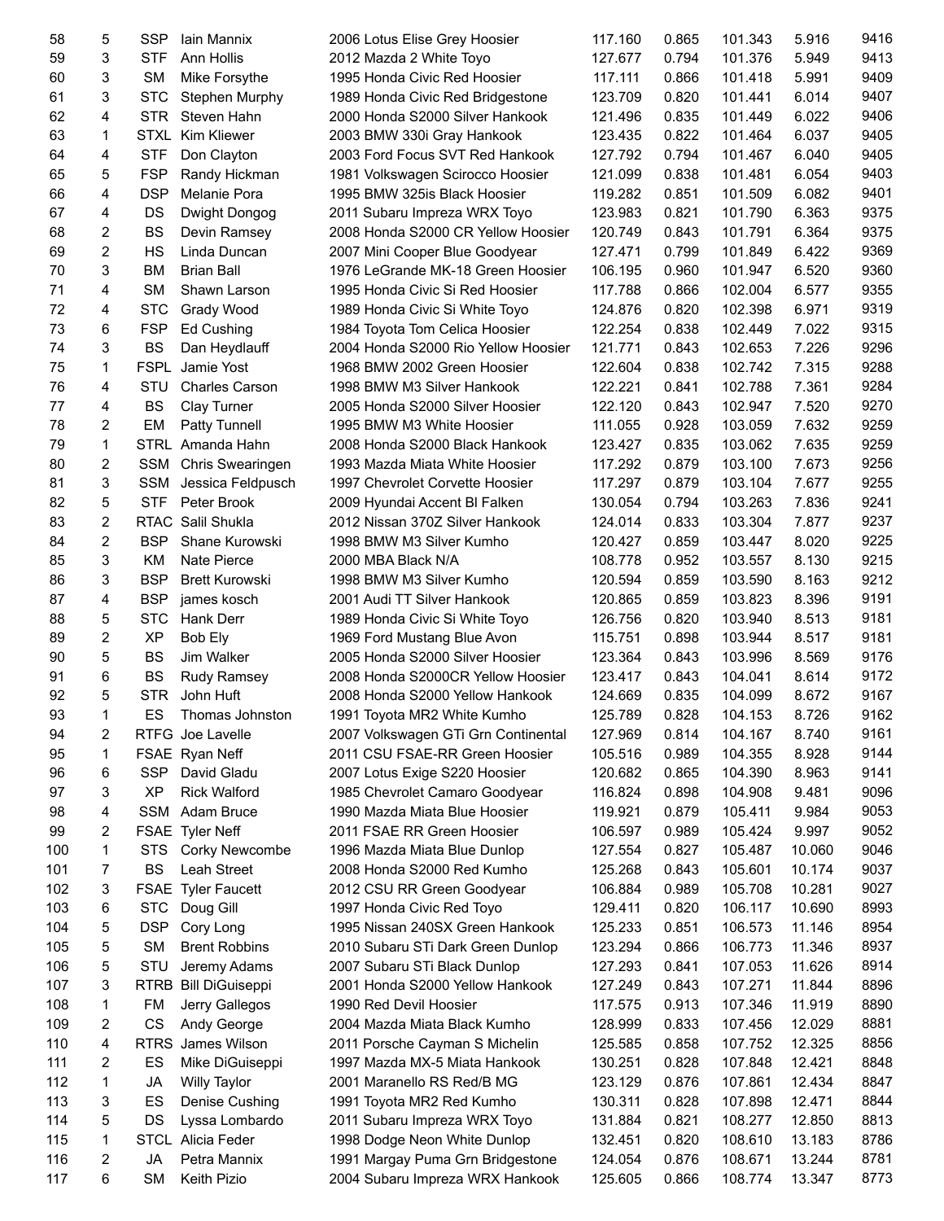| 58 | 5 | SSP | Iain Mannix | 2006 Lotus Elise Grey Hoosier | 117.160 | 0.865 | 101.343 | 5.916 | 9416 |
|---|---|---|---|---|---|---|---|---|---|
| 59 | 3 | STF | Ann Hollis | 2012 Mazda 2 White Toyo | 127.677 | 0.794 | 101.376 | 5.949 | 9413 |
| 60 | 3 | SM | Mike Forsythe | 1995 Honda Civic Red Hoosier | 117.111 | 0.866 | 101.418 | 5.991 | 9409 |
| 61 | 3 | STC | Stephen Murphy | 1989 Honda Civic Red Bridgestone | 123.709 | 0.820 | 101.441 | 6.014 | 9407 |
| 62 | 4 | STR | Steven Hahn | 2000 Honda S2000 Silver Hankook | 121.496 | 0.835 | 101.449 | 6.022 | 9406 |
| 63 | 1 | STXL | Kim Kliewer | 2003 BMW 330i Gray Hankook | 123.435 | 0.822 | 101.464 | 6.037 | 9405 |
| 64 | 4 | STF | Don Clayton | 2003 Ford Focus SVT Red Hankook | 127.792 | 0.794 | 101.467 | 6.040 | 9405 |
| 65 | 5 | FSP | Randy Hickman | 1981 Volkswagen Scirocco Hoosier | 121.099 | 0.838 | 101.481 | 6.054 | 9403 |
| 66 | 4 | DSP | Melanie Pora | 1995 BMW 325is Black Hoosier | 119.282 | 0.851 | 101.509 | 6.082 | 9401 |
| 67 | 4 | DS | Dwight Dongog | 2011 Subaru Impreza WRX Toyo | 123.983 | 0.821 | 101.790 | 6.363 | 9375 |
| 68 | 2 | BS | Devin Ramsey | 2008 Honda S2000 CR Yellow Hoosier | 120.749 | 0.843 | 101.791 | 6.364 | 9375 |
| 69 | 2 | HS | Linda Duncan | 2007 Mini Cooper Blue Goodyear | 127.471 | 0.799 | 101.849 | 6.422 | 9369 |
| 70 | 3 | BM | Brian Ball | 1976 LeGrande MK-18 Green Hoosier | 106.195 | 0.960 | 101.947 | 6.520 | 9360 |
| 71 | 4 | SM | Shawn Larson | 1995 Honda Civic Si Red Hoosier | 117.788 | 0.866 | 102.004 | 6.577 | 9355 |
| 72 | 4 | STC | Grady Wood | 1989 Honda Civic Si White Toyo | 124.876 | 0.820 | 102.398 | 6.971 | 9319 |
| 73 | 6 | FSP | Ed Cushing | 1984 Toyota Tom Celica Hoosier | 122.254 | 0.838 | 102.449 | 7.022 | 9315 |
| 74 | 3 | BS | Dan Heydlauff | 2004 Honda S2000 Rio Yellow Hoosier | 121.771 | 0.843 | 102.653 | 7.226 | 9296 |
| 75 | 1 | FSPL | Jamie Yost | 1968 BMW 2002 Green Hoosier | 122.604 | 0.838 | 102.742 | 7.315 | 9288 |
| 76 | 4 | STU | Charles Carson | 1998 BMW M3 Silver Hankook | 122.221 | 0.841 | 102.788 | 7.361 | 9284 |
| 77 | 4 | BS | Clay Turner | 2005 Honda S2000 Silver Hoosier | 122.120 | 0.843 | 102.947 | 7.520 | 9270 |
| 78 | 2 | EM | Patty Tunnell | 1995 BMW M3 White Hoosier | 111.055 | 0.928 | 103.059 | 7.632 | 9259 |
| 79 | 1 | STRL | Amanda Hahn | 2008 Honda S2000 Black Hankook | 123.427 | 0.835 | 103.062 | 7.635 | 9259 |
| 80 | 2 | SSM | Chris Swearingen | 1993 Mazda Miata White Hoosier | 117.292 | 0.879 | 103.100 | 7.673 | 9256 |
| 81 | 3 | SSM | Jessica Feldpusch | 1997 Chevrolet Corvette Hoosier | 117.297 | 0.879 | 103.104 | 7.677 | 9255 |
| 82 | 5 | STF | Peter Brook | 2009 Hyundai Accent Bl Falken | 130.054 | 0.794 | 103.263 | 7.836 | 9241 |
| 83 | 2 | RTAC | Salil Shukla | 2012 Nissan 370Z Silver Hankook | 124.014 | 0.833 | 103.304 | 7.877 | 9237 |
| 84 | 2 | BSP | Shane Kurowski | 1998 BMW M3 Silver Kumho | 120.427 | 0.859 | 103.447 | 8.020 | 9225 |
| 85 | 3 | KM | Nate Pierce | 2000 MBA Black N/A | 108.778 | 0.952 | 103.557 | 8.130 | 9215 |
| 86 | 3 | BSP | Brett Kurowski | 1998 BMW M3 Silver Kumho | 120.594 | 0.859 | 103.590 | 8.163 | 9212 |
| 87 | 4 | BSP | james kosch | 2001 Audi TT Silver Hankook | 120.865 | 0.859 | 103.823 | 8.396 | 9191 |
| 88 | 5 | STC | Hank Derr | 1989 Honda Civic Si White Toyo | 126.756 | 0.820 | 103.940 | 8.513 | 9181 |
| 89 | 2 | XP | Bob Ely | 1969 Ford Mustang Blue Avon | 115.751 | 0.898 | 103.944 | 8.517 | 9181 |
| 90 | 5 | BS | Jim Walker | 2005 Honda S2000 Silver Hoosier | 123.364 | 0.843 | 103.996 | 8.569 | 9176 |
| 91 | 6 | BS | Rudy Ramsey | 2008 Honda S2000CR Yellow Hoosier | 123.417 | 0.843 | 104.041 | 8.614 | 9172 |
| 92 | 5 | STR | John Huft | 2008 Honda S2000 Yellow Hankook | 124.669 | 0.835 | 104.099 | 8.672 | 9167 |
| 93 | 1 | ES | Thomas Johnston | 1991 Toyota MR2 White Kumho | 125.789 | 0.828 | 104.153 | 8.726 | 9162 |
| 94 | 2 | RTFG | Joe Lavelle | 2007 Volkswagen GTi Grn Continental | 127.969 | 0.814 | 104.167 | 8.740 | 9161 |
| 95 | 1 | FSAE | Ryan Neff | 2011 CSU FSAE-RR Green Hoosier | 105.516 | 0.989 | 104.355 | 8.928 | 9144 |
| 96 | 6 | SSP | David Gladu | 2007 Lotus Exige S220 Hoosier | 120.682 | 0.865 | 104.390 | 8.963 | 9141 |
| 97 | 3 | XP | Rick Walford | 1985 Chevrolet Camaro Goodyear | 116.824 | 0.898 | 104.908 | 9.481 | 9096 |
| 98 | 4 | SSM | Adam Bruce | 1990 Mazda Miata Blue Hoosier | 119.921 | 0.879 | 105.411 | 9.984 | 9053 |
| 99 | 2 | FSAE | Tyler Neff | 2011 FSAE RR Green Hoosier | 106.597 | 0.989 | 105.424 | 9.997 | 9052 |
| 100 | 1 | STS | Corky Newcombe | 1996 Mazda Miata Blue Dunlop | 127.554 | 0.827 | 105.487 | 10.060 | 9046 |
| 101 | 7 | BS | Leah Street | 2008 Honda S2000 Red Kumho | 125.268 | 0.843 | 105.601 | 10.174 | 9037 |
| 102 | 3 | FSAE | Tyler Faucett | 2012 CSU RR Green Goodyear | 106.884 | 0.989 | 105.708 | 10.281 | 9027 |
| 103 | 6 | STC | Doug Gill | 1997 Honda Civic Red Toyo | 129.411 | 0.820 | 106.117 | 10.690 | 8993 |
| 104 | 5 | DSP | Cory Long | 1995 Nissan 240SX Green Hankook | 125.233 | 0.851 | 106.573 | 11.146 | 8954 |
| 105 | 5 | SM | Brent Robbins | 2010 Subaru STi Dark Green Dunlop | 123.294 | 0.866 | 106.773 | 11.346 | 8937 |
| 106 | 5 | STU | Jeremy Adams | 2007 Subaru STi Black Dunlop | 127.293 | 0.841 | 107.053 | 11.626 | 8914 |
| 107 | 3 | RTRB | Bill DiGuiseppi | 2001 Honda S2000 Yellow Hankook | 127.249 | 0.843 | 107.271 | 11.844 | 8896 |
| 108 | 1 | FM | Jerry Gallegos | 1990 Red Devil Hoosier | 117.575 | 0.913 | 107.346 | 11.919 | 8890 |
| 109 | 2 | CS | Andy George | 2004 Mazda Miata Black Kumho | 128.999 | 0.833 | 107.456 | 12.029 | 8881 |
| 110 | 4 | RTRS | James Wilson | 2011 Porsche Cayman S Michelin | 125.585 | 0.858 | 107.752 | 12.325 | 8856 |
| 111 | 2 | ES | Mike DiGuiseppi | 1997 Mazda MX-5 Miata Hankook | 130.251 | 0.828 | 107.848 | 12.421 | 8848 |
| 112 | 1 | JA | Willy Taylor | 2001 Maranello RS Red/B MG | 123.129 | 0.876 | 107.861 | 12.434 | 8847 |
| 113 | 3 | ES | Denise Cushing | 1991 Toyota MR2 Red Kumho | 130.311 | 0.828 | 107.898 | 12.471 | 8844 |
| 114 | 5 | DS | Lyssa Lombardo | 2011 Subaru Impreza WRX Toyo | 131.884 | 0.821 | 108.277 | 12.850 | 8813 |
| 115 | 1 | STCL | Alicia Feder | 1998 Dodge Neon White Dunlop | 132.451 | 0.820 | 108.610 | 13.183 | 8786 |
| 116 | 2 | JA | Petra Mannix | 1991 Margay Puma Grn Bridgestone | 124.054 | 0.876 | 108.671 | 13.244 | 8781 |
| 117 | 6 | SM | Keith Pizio | 2004 Subaru Impreza WRX Hankook | 125.605 | 0.866 | 108.774 | 13.347 | 8773 |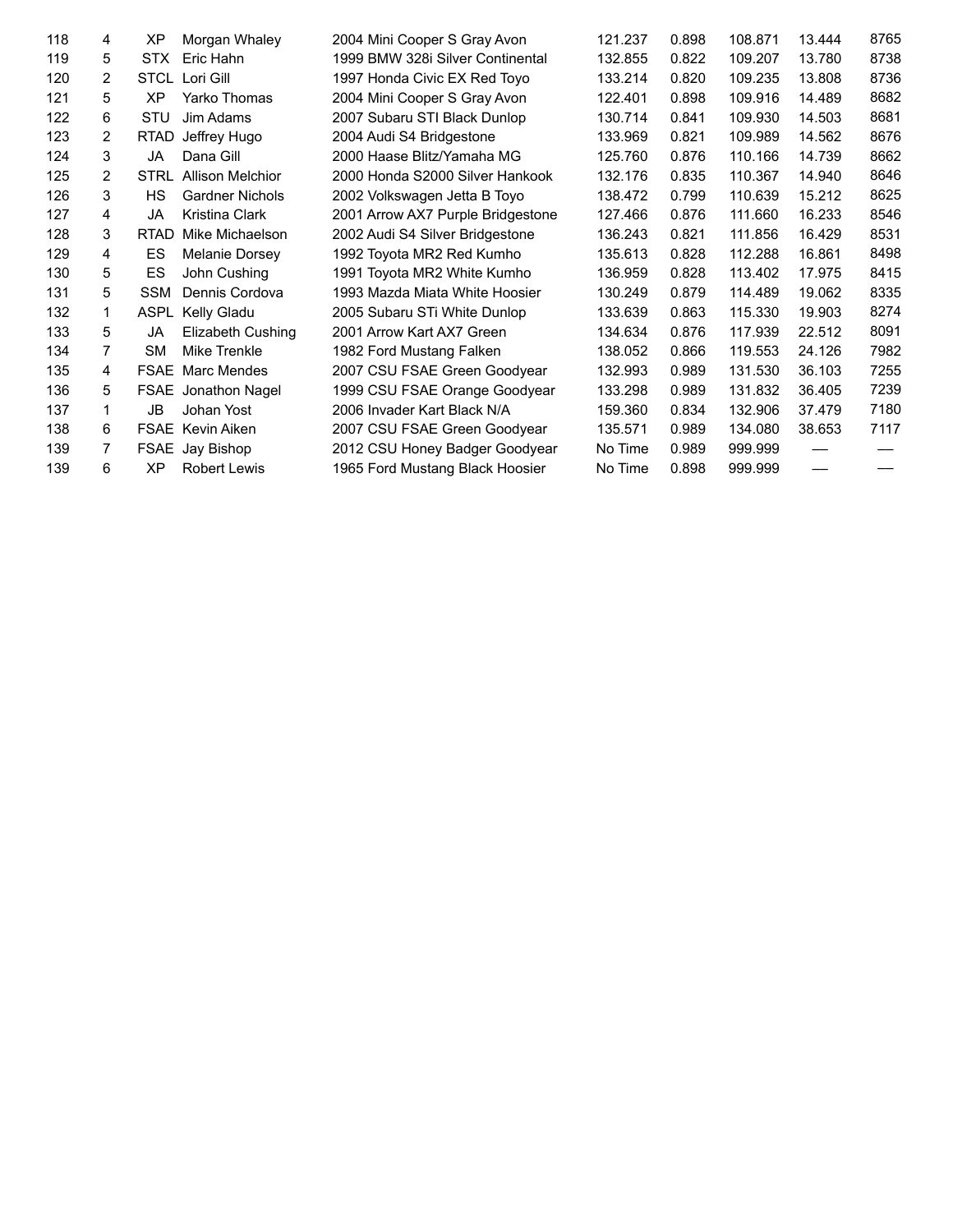| | | | | | | | | | |
|---|---|---|---|---|---|---|---|---|---|
| 118 | 4 | XP | Morgan Whaley | 2004 Mini Cooper S Gray Avon | 121.237 | 0.898 | 108.871 | 13.444 | 8765 |
| 119 | 5 | STX | Eric Hahn | 1999 BMW 328i Silver Continental | 132.855 | 0.822 | 109.207 | 13.780 | 8738 |
| 120 | 2 | STCL | Lori Gill | 1997 Honda Civic EX Red Toyo | 133.214 | 0.820 | 109.235 | 13.808 | 8736 |
| 121 | 5 | XP | Yarko Thomas | 2004 Mini Cooper S Gray Avon | 122.401 | 0.898 | 109.916 | 14.489 | 8682 |
| 122 | 6 | STU | Jim Adams | 2007 Subaru STI Black Dunlop | 130.714 | 0.841 | 109.930 | 14.503 | 8681 |
| 123 | 2 | RTAD | Jeffrey Hugo | 2004 Audi S4 Bridgestone | 133.969 | 0.821 | 109.989 | 14.562 | 8676 |
| 124 | 3 | JA | Dana Gill | 2000 Haase Blitz/Yamaha MG | 125.760 | 0.876 | 110.166 | 14.739 | 8662 |
| 125 | 2 | STRL | Allison Melchior | 2000 Honda S2000 Silver Hankook | 132.176 | 0.835 | 110.367 | 14.940 | 8646 |
| 126 | 3 | HS | Gardner Nichols | 2002 Volkswagen Jetta B Toyo | 138.472 | 0.799 | 110.639 | 15.212 | 8625 |
| 127 | 4 | JA | Kristina Clark | 2001 Arrow AX7 Purple Bridgestone | 127.466 | 0.876 | 111.660 | 16.233 | 8546 |
| 128 | 3 | RTAD | Mike Michaelson | 2002 Audi S4 Silver Bridgestone | 136.243 | 0.821 | 111.856 | 16.429 | 8531 |
| 129 | 4 | ES | Melanie Dorsey | 1992 Toyota MR2 Red Kumho | 135.613 | 0.828 | 112.288 | 16.861 | 8498 |
| 130 | 5 | ES | John Cushing | 1991 Toyota MR2 White Kumho | 136.959 | 0.828 | 113.402 | 17.975 | 8415 |
| 131 | 5 | SSM | Dennis Cordova | 1993 Mazda Miata White Hoosier | 130.249 | 0.879 | 114.489 | 19.062 | 8335 |
| 132 | 1 | ASPL | Kelly Gladu | 2005 Subaru STi White Dunlop | 133.639 | 0.863 | 115.330 | 19.903 | 8274 |
| 133 | 5 | JA | Elizabeth Cushing | 2001 Arrow Kart AX7 Green | 134.634 | 0.876 | 117.939 | 22.512 | 8091 |
| 134 | 7 | SM | Mike Trenkle | 1982 Ford Mustang Falken | 138.052 | 0.866 | 119.553 | 24.126 | 7982 |
| 135 | 4 | FSAE | Marc Mendes | 2007 CSU FSAE Green Goodyear | 132.993 | 0.989 | 131.530 | 36.103 | 7255 |
| 136 | 5 | FSAE | Jonathon Nagel | 1999 CSU FSAE Orange Goodyear | 133.298 | 0.989 | 131.832 | 36.405 | 7239 |
| 137 | 1 | JB | Johan Yost | 2006 Invader Kart Black N/A | 159.360 | 0.834 | 132.906 | 37.479 | 7180 |
| 138 | 6 | FSAE | Kevin Aiken | 2007 CSU FSAE Green Goodyear | 135.571 | 0.989 | 134.080 | 38.653 | 7117 |
| 139 | 7 | FSAE | Jay Bishop | 2012 CSU Honey Badger Goodyear | No Time | 0.989 | 999.999 | — | — |
| 139 | 6 | XP | Robert Lewis | 1965 Ford Mustang Black Hoosier | No Time | 0.898 | 999.999 | — | — |